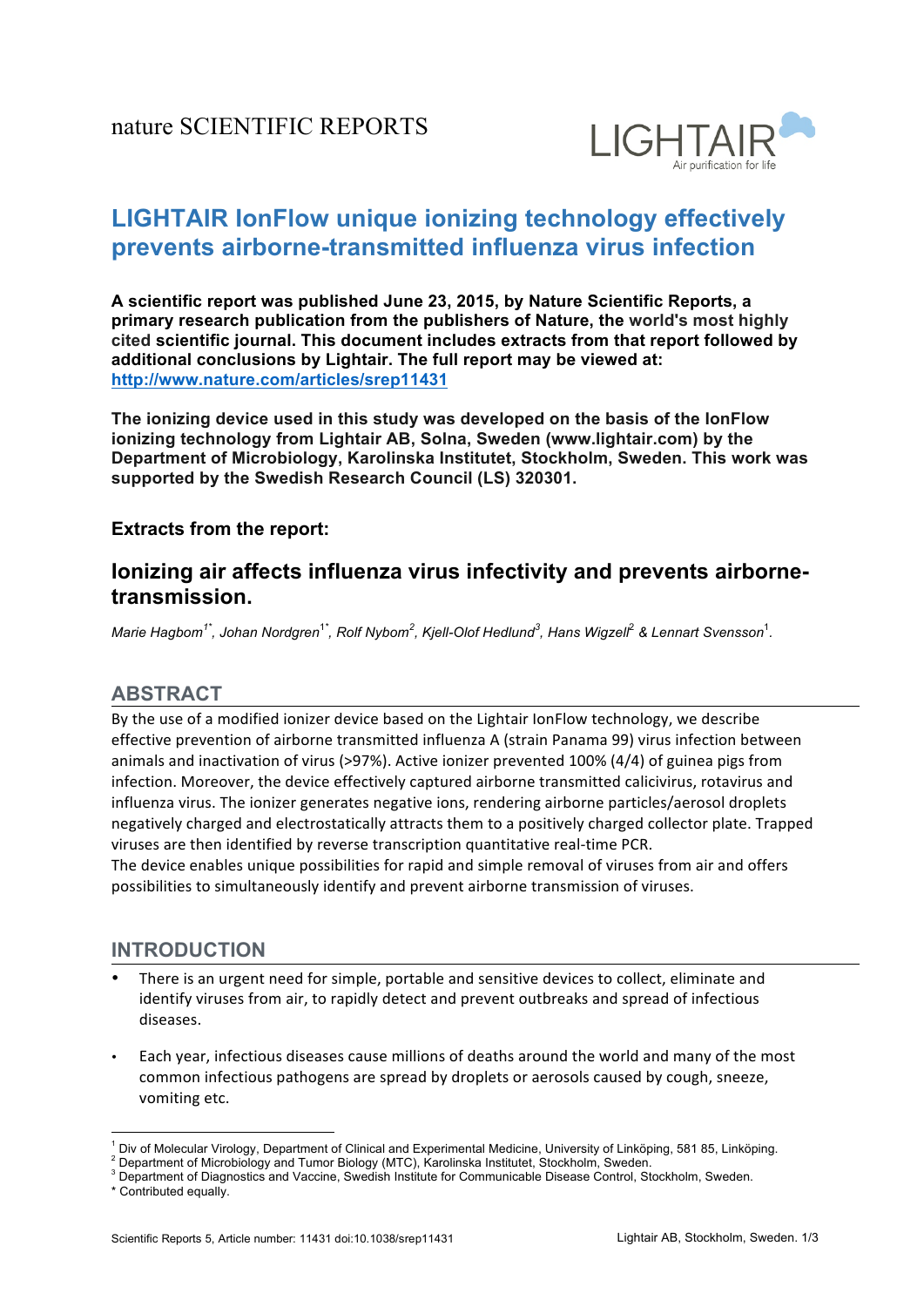nature SCIENTIFIC REPORTS

LIGHTAIR
Air purification for life

# LIGHTAIR IonFlow unique ionizing technology effectively prevents airborne-transmitted influenza virus infection

**A scientific report was published June 23, 2015, by Nature Scientific Reports, a primary research publication from the publishers of Nature, the world's most highly cited scientific journal. This document includes extracts from that report followed by additional conclusions by Lightair. The full report may be viewed at: [http://www.nature.com/articles/srep11431](http://www.nature.com/articles/srep11431)**

**The ionizing device used in this study was developed on the basis of the IonFlow ionizing technology from Lightair AB, Solna, Sweden (www.lightair.com) by the Department of Microbiology, Karolinska Institutet, Stockholm, Sweden. This work was supported by the Swedish Research Council (LS) 320301.**

### Extracts from the report:

## Ionizing air affects influenza virus infectivity and prevents airborne-transmission.

*Marie Hagbom[1*], Johan Nordgren[1*], Rolf Nybom[2], Kjell-Olof Hedlund[3], Hans Wigzell[2] & Lennart Svensson[1].*

## ABSTRACT

By the use of a modified ionizer device based on the Lightair IonFlow technology, we describe effective prevention of airborne transmitted influenza A (strain Panama 99) virus infection between animals and inactivation of virus (>97%). Active ionizer prevented 100% (4/4) of guinea pigs from infection. Moreover, the device effectively captured airborne transmitted calicivirus, rotavirus and influenza virus. The ionizer generates negative ions, rendering airborne particles/aerosol droplets negatively charged and electrostatically attracts them to a positively charged collector plate. Trapped viruses are then identified by reverse transcription quantitative real-time PCR.
The device enables unique possibilities for rapid and simple removal of viruses from air and offers possibilities to simultaneously identify and prevent airborne transmission of viruses.

## INTRODUCTION

- There is an urgent need for simple, portable and sensitive devices to collect, eliminate and identify viruses from air, to rapidly detect and prevent outbreaks and spread of infectious diseases.
- Each year, infectious diseases cause millions of deaths around the world and many of the most common infectious pathogens are spread by droplets or aerosols caused by cough, sneeze, vomiting etc.

[1] Div of Molecular Virology, Department of Clinical and Experimental Medicine, University of Linköping, 581 85, Linköping.
[2] Department of Microbiology and Tumor Biology (MTC), Karolinska Institutet, Stockholm, Sweden.
[3] Department of Diagnostics and Vaccine, Swedish Institute for Communicable Disease Control, Stockholm, Sweden.
[*] Contributed equally.

Scientific Reports 5, Article number: 11431 doi:10.1038/srep11431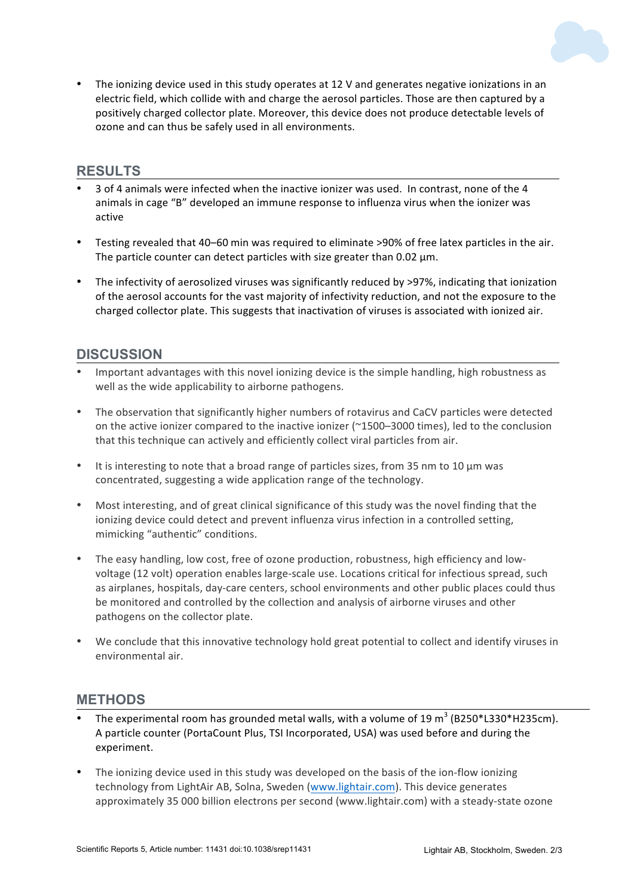- The ionizing device used in this study operates at 12 V and generates negative ionizations in an electric field, which collide with and charge the aerosol particles. Those are then captured by a positively charged collector plate. Moreover, this device does not produce detectable levels of ozone and can thus be safely used in all environments.

## RESULTS

- 3 of 4 animals were infected when the inactive ionizer was used. In contrast, none of the 4 animals in cage "B" developed an immune response to influenza virus when the ionizer was active
- Testing revealed that 40–60 min was required to eliminate >90% of free latex particles in the air. The particle counter can detect particles with size greater than 0.02 µm.
- The infectivity of aerosolized viruses was significantly reduced by >97%, indicating that ionization of the aerosol accounts for the vast majority of infectivity reduction, and not the exposure to the charged collector plate. This suggests that inactivation of viruses is associated with ionized air.

## DISCUSSION

- Important advantages with this novel ionizing device is the simple handling, high robustness as well as the wide applicability to airborne pathogens.
- The observation that significantly higher numbers of rotavirus and CaCV particles were detected on the active ionizer compared to the inactive ionizer (~1500–3000 times), led to the conclusion that this technique can actively and efficiently collect viral particles from air.
- It is interesting to note that a broad range of particles sizes, from 35 nm to 10 µm was concentrated, suggesting a wide application range of the technology.
- Most interesting, and of great clinical significance of this study was the novel finding that the ionizing device could detect and prevent influenza virus infection in a controlled setting, mimicking "authentic" conditions.
- The easy handling, low cost, free of ozone production, robustness, high efficiency and low-voltage (12 volt) operation enables large-scale use. Locations critical for infectious spread, such as airplanes, hospitals, day-care centers, school environments and other public places could thus be monitored and controlled by the collection and analysis of airborne viruses and other pathogens on the collector plate.
- We conclude that this innovative technology hold great potential to collect and identify viruses in environmental air.

## METHODS

- The experimental room has grounded metal walls, with a volume of 19 $m^3$ (B250*L330*H235cm). A particle counter (PortaCount Plus, TSI Incorporated, USA) was used before and during the experiment.
- The ionizing device used in this study was developed on the basis of the ion-flow ionizing technology from LightAir AB, Solna, Sweden ([www.lightair.com](http://www.lightair.com)). This device generates approximately 35 000 billion electrons per second (www.lightair.com) with a steady-state ozone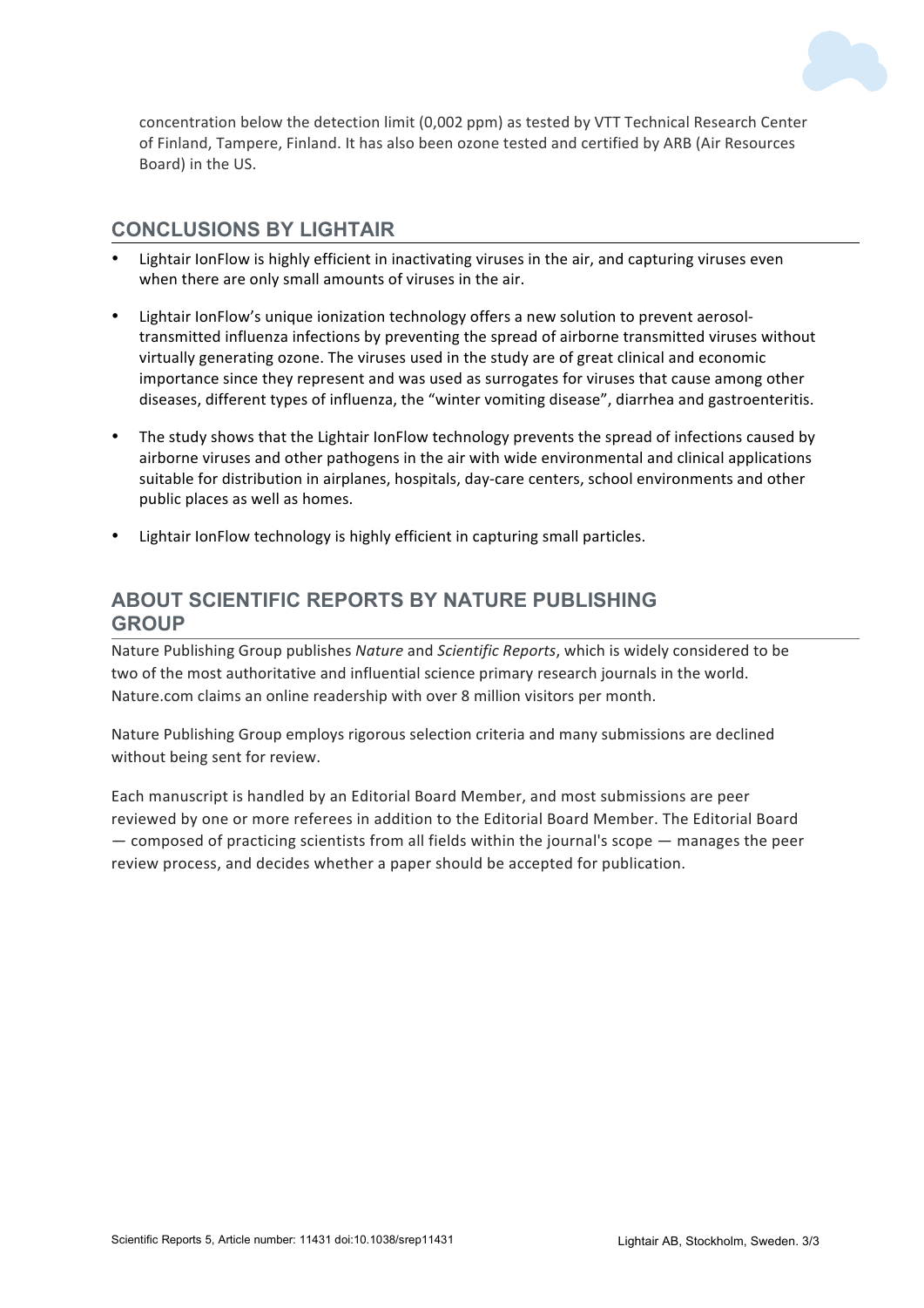concentration below the detection limit (0,002 ppm) as tested by VTT Technical Research Center of Finland, Tampere, Finland. It has also been ozone tested and certified by ARB (Air Resources Board) in the US.

## CONCLUSIONS BY LIGHTAIR

- Lightair IonFlow is highly efficient in inactivating viruses in the air, and capturing viruses even when there are only small amounts of viruses in the air.
- Lightair IonFlow's unique ionization technology offers a new solution to prevent aerosol-transmitted influenza infections by preventing the spread of airborne transmitted viruses without virtually generating ozone. The viruses used in the study are of great clinical and economic importance since they represent and was used as surrogates for viruses that cause among other diseases, different types of influenza, the "winter vomiting disease", diarrhea and gastroenteritis.
- The study shows that the Lightair IonFlow technology prevents the spread of infections caused by airborne viruses and other pathogens in the air with wide environmental and clinical applications suitable for distribution in airplanes, hospitals, day-care centers, school environments and other public places as well as homes.
- Lightair IonFlow technology is highly efficient in capturing small particles.

## ABOUT SCIENTIFIC REPORTS BY NATURE PUBLISHING GROUP

Nature Publishing Group publishes *Nature* and *Scientific Reports*, which is widely considered to be two of the most authoritative and influential science primary research journals in the world. Nature.com claims an online readership with over 8 million visitors per month.

Nature Publishing Group employs rigorous selection criteria and many submissions are declined without being sent for review.

Each manuscript is handled by an Editorial Board Member, and most submissions are peer reviewed by one or more referees in addition to the Editorial Board Member. The Editorial Board — composed of practicing scientists from all fields within the journal's scope — manages the peer review process, and decides whether a paper should be accepted for publication.